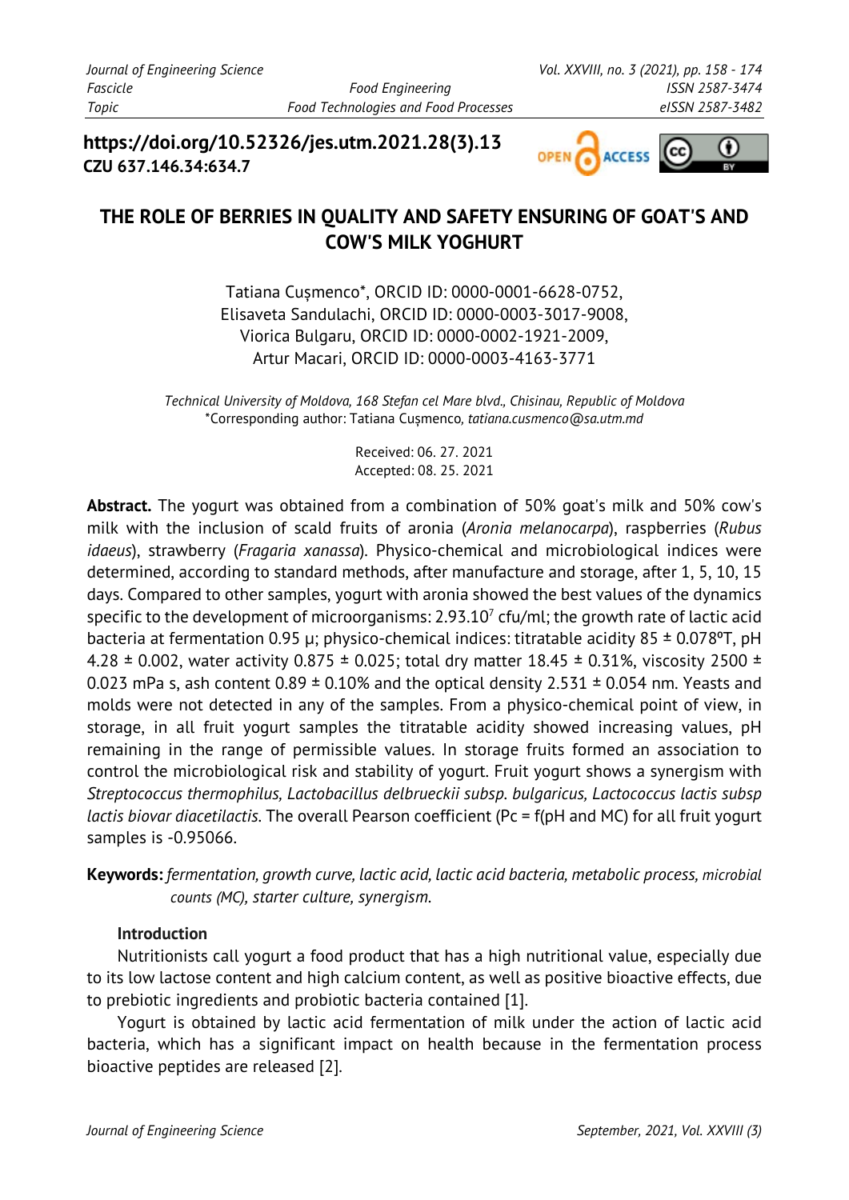https://doi.org/10.52326/jes.utm.2021.28(3).13
**CZU 637.146.34:634.7**

# THE ROLE OF BERRIES IN QUALITY AND SAFETY ENSURING OF GOAT'S AND COW'S MILK YOGHURT

Tatiana Cușmenco*, ORCID ID: 0000-0001-6628-0752,
Elisaveta Sandulachi, ORCID ID: 0000-0003-3017-9008,
Viorica Bulgaru, ORCID ID: 0000-0002-1921-2009,
Artur Macari, ORCID ID: 0000-0003-4163-3771

*Technical University of Moldova, 168 Stefan cel Mare blvd., Chisinau, Republic of Moldova*
*Corresponding author: Tatiana Cușmenco, *tatiana.cusmenco@sa.utm.md*

Received: 06. 27. 2021
Accepted: 08. 25. 2021

**Abstract.** The yogurt was obtained from a combination of 50% goat's milk and 50% cow's milk with the inclusion of scald fruits of aronia (*Aronia melanocarpa*), raspberries (*Rubus idaeus*), strawberry (*Fragaria xanassa*). Physico-chemical and microbiological indices were determined, according to standard methods, after manufacture and storage, after 1, 5, 10, 15 days. Compared to other samples, yogurt with aronia showed the best values of the dynamics specific to the development of microorganisms: $2.93.10^7$ cfu/ml; the growth rate of lactic acid bacteria at fermentation 0.95 μ; physico-chemical indices: titratable acidity 85 ± 0.078ºT, pH 4.28 ± 0.002, water activity 0.875 ± 0.025; total dry matter 18.45 ± 0.31%, viscosity 2500 ± 0.023 mPa s, ash content 0.89 ± 0.10% and the optical density 2.531 ± 0.054 nm. Yeasts and molds were not detected in any of the samples. From a physico-chemical point of view, in storage, in all fruit yogurt samples the titratable acidity showed increasing values, pH remaining in the range of permissible values. In storage fruits formed an association to control the microbiological risk and stability of yogurt. Fruit yogurt shows a synergism with *Streptococcus thermophilus, Lactobacillus delbrueckii subsp. bulgaricus, Lactococcus lactis subsp lactis biovar diacetilactis*. The overall Pearson coefficient (Pc = f(pH and MC) for all fruit yogurt samples is -0.95066.

**Keywords:** *fermentation, growth curve, lactic acid, lactic acid bacteria, metabolic process, microbial counts (MC), starter culture, synergism.*

## Introduction

Nutritionists call yogurt a food product that has a high nutritional value, especially due to its low lactose content and high calcium content, as well as positive bioactive effects, due to prebiotic ingredients and probiotic bacteria contained [1].

Yogurt is obtained by lactic acid fermentation of milk under the action of lactic acid bacteria, which has a significant impact on health because in the fermentation process bioactive peptides are released [2].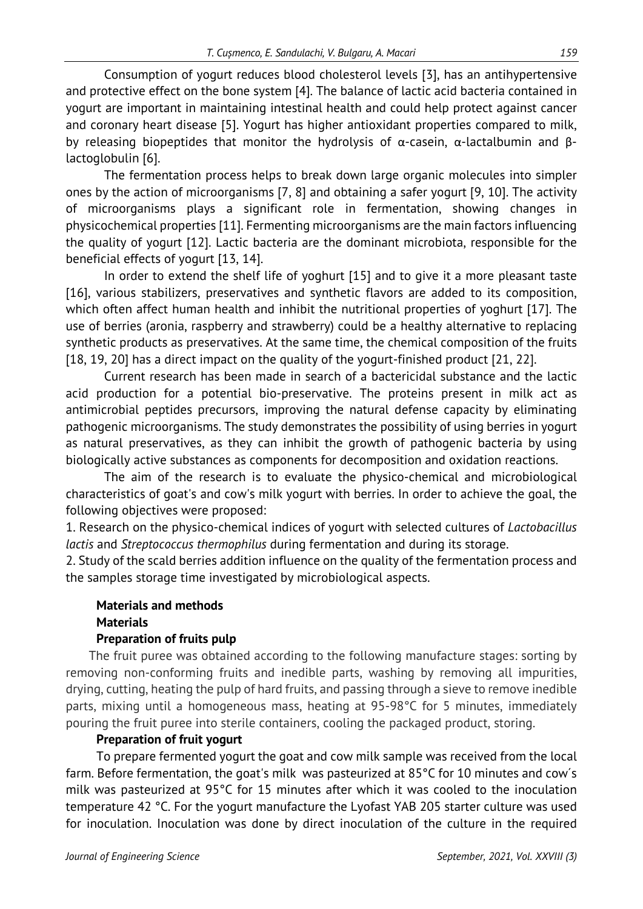Consumption of yogurt reduces blood cholesterol levels [3], has an antihypertensive and protective effect on the bone system [4]. The balance of lactic acid bacteria contained in yogurt are important in maintaining intestinal health and could help protect against cancer and coronary heart disease [5]. Yogurt has higher antioxidant properties compared to milk, by releasing biopeptides that monitor the hydrolysis of α-casein, α-lactalbumin and β-lactoglobulin [6].

The fermentation process helps to break down large organic molecules into simpler ones by the action of microorganisms [7, 8] and obtaining a safer yogurt [9, 10]. The activity of microorganisms plays a significant role in fermentation, showing changes in physicochemical properties [11]. Fermenting microorganisms are the main factors influencing the quality of yogurt [12]. Lactic bacteria are the dominant microbiota, responsible for the beneficial effects of yogurt [13, 14].

In order to extend the shelf life of yoghurt [15] and to give it a more pleasant taste [16], various stabilizers, preservatives and synthetic flavors are added to its composition, which often affect human health and inhibit the nutritional properties of yoghurt [17]. The use of berries (aronia, raspberry and strawberry) could be a healthy alternative to replacing synthetic products as preservatives. At the same time, the chemical composition of the fruits [18, 19, 20] has a direct impact on the quality of the yogurt-finished product [21, 22].

Current research has been made in search of a bactericidal substance and the lactic acid production for a potential bio-preservative. The proteins present in milk act as antimicrobial peptides precursors, improving the natural defense capacity by eliminating pathogenic microorganisms. The study demonstrates the possibility of using berries in yogurt as natural preservatives, as they can inhibit the growth of pathogenic bacteria by using biologically active substances as components for decomposition and oxidation reactions.

The aim of the research is to evaluate the physico-chemical and microbiological characteristics of goat's and cow's milk yogurt with berries. In order to achieve the goal, the following objectives were proposed:

1. Research on the physico-chemical indices of yogurt with selected cultures of *Lactobacillus lactis* and *Streptococcus thermophilus* during fermentation and during its storage.
2. Study of the scald berries addition influence on the quality of the fermentation process and the samples storage time investigated by microbiological aspects.

## Materials and methods

### Materials

#### Preparation of fruits pulp

The fruit puree was obtained according to the following manufacture stages: sorting by removing non-conforming fruits and inedible parts, washing by removing all impurities, drying, cutting, heating the pulp of hard fruits, and passing through a sieve to remove inedible parts, mixing until a homogeneous mass, heating at 95-98°C for 5 minutes, immediately pouring the fruit puree into sterile containers, cooling the packaged product, storing.

#### Preparation of fruit yogurt

To prepare fermented yogurt the goat and cow milk sample was received from the local farm. Before fermentation, the goat's milk was pasteurized at 85°C for 10 minutes and cow´s milk was pasteurized at 95°C for 15 minutes after which it was cooled to the inoculation temperature 42 °C. For the yogurt manufacture the Lyofast YAB 205 starter culture was used for inoculation. Inoculation was done by direct inoculation of the culture in the required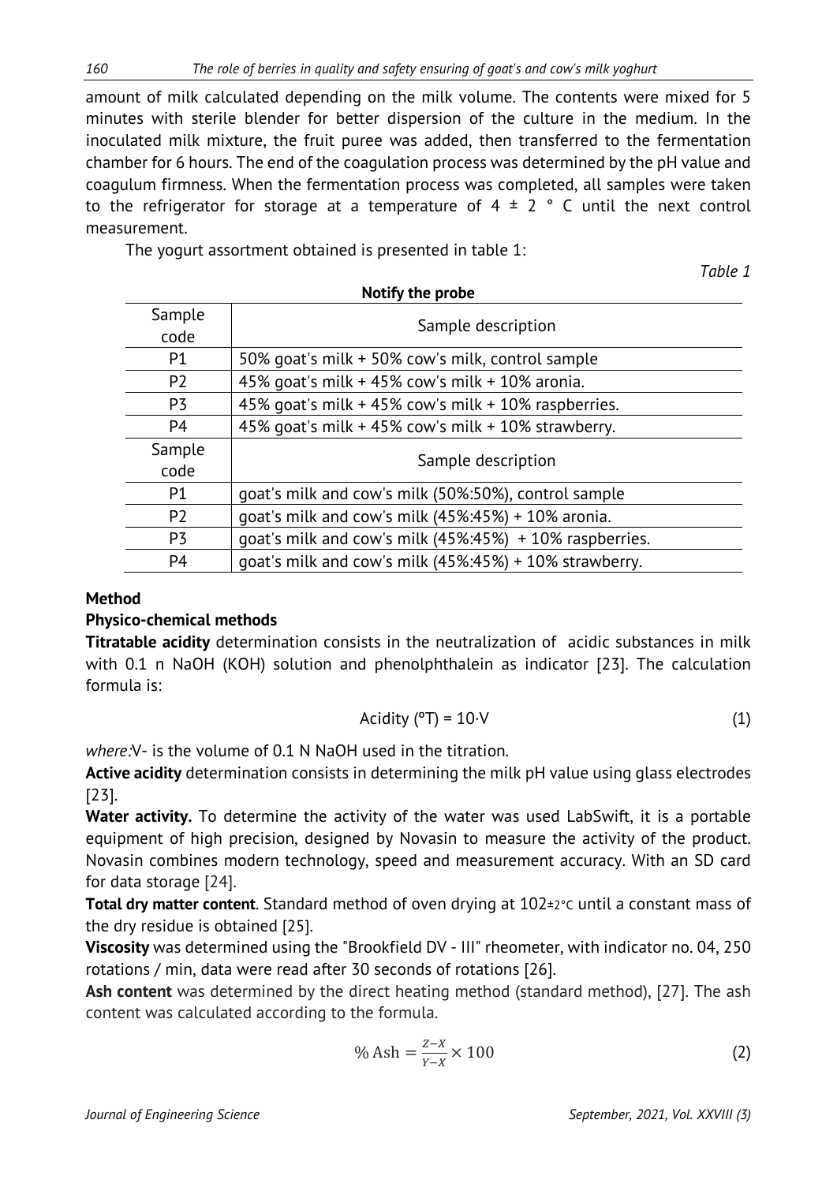amount of milk calculated depending on the milk volume. The contents were mixed for 5 minutes with sterile blender for better dispersion of the culture in the medium. In the inoculated milk mixture, the fruit puree was added, then transferred to the fermentation chamber for 6 hours. The end of the coagulation process was determined by the pH value and coagulum firmness. When the fermentation process was completed, all samples were taken to the refrigerator for storage at a temperature of 4 ± 2 ° C until the next control measurement.

The yogurt assortment obtained is presented in table 1:

*Table 1*

**Notify the probe**

| Sample code | Sample description |
|---|---|
| P1 | 50% goat's milk + 50% cow's milk, control sample |
| P2 | 45% goat's milk + 45% cow's milk + 10% aronia. |
| P3 | 45% goat's milk + 45% cow's milk + 10% raspberries. |
| P4 | 45% goat's milk + 45% cow's milk + 10% strawberry. |
| Sample code | Sample description |
| P1 | goat's milk and cow's milk (50%:50%), control sample |
| P2 | goat's milk and cow's milk (45%:45%) + 10% aronia. |
| P3 | goat's milk and cow's milk (45%:45%) + 10% raspberries. |
| P4 | goat's milk and cow's milk (45%:45%) + 10% strawberry. |

## Method

### Physico-chemical methods

**Titratable acidity** determination consists in the neutralization of acidic substances in milk with 0.1 n NaOH (KOH) solution and phenolphthalein as indicator [23]. The calculation formula is:

$$\text{Acidity (°T)} = 10 \cdot V \tag{1}$$

*where:*V- is the volume of 0.1 N NaOH used in the titration.

**Active acidity** determination consists in determining the milk pH value using glass electrodes [23].

**Water activity.** To determine the activity of the water was used LabSwift, it is a portable equipment of high precision, designed by Novasin to measure the activity of the product. Novasin combines modern technology, speed and measurement accuracy. With an SD card for data storage [24].

**Total dry matter content**. Standard method of oven drying at 102±2°C until a constant mass of the dry residue is obtained [25].

**Viscosity** was determined using the "Brookfield DV - III" rheometer, with indicator no. 04, 250 rotations / min, data were read after 30 seconds of rotations [26].

**Ash content** was determined by the direct heating method (standard method), [27]. The ash content was calculated according to the formula.

$$\%\,\text{Ash} = \frac{Z-X}{Y-X} \times 100 \tag{2}$$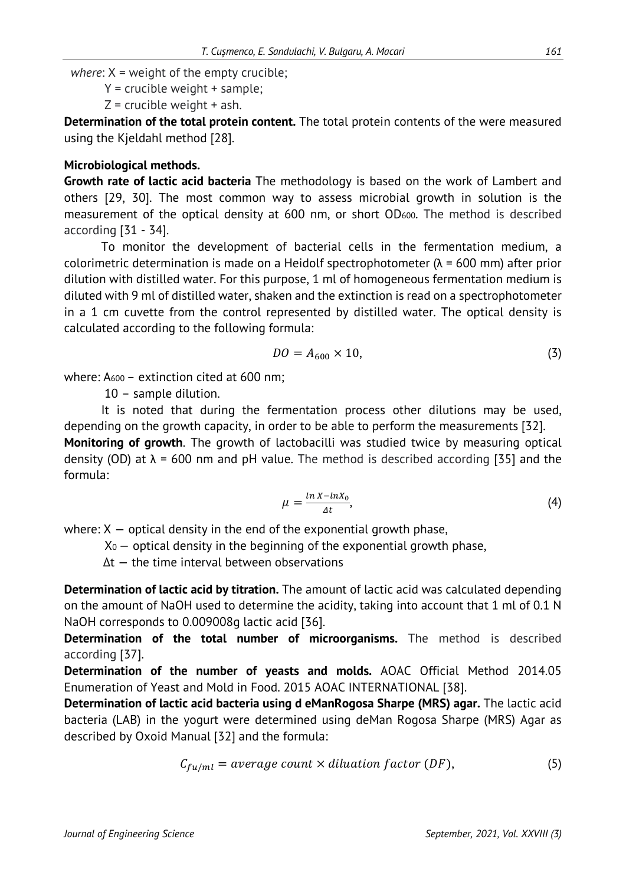*where*: X = weight of the empty crucible;

Y = crucible weight + sample;

Z = crucible weight + ash.

**Determination of the total protein content.** The total protein contents of the were measured using the Kjeldahl method [28].

**Microbiological methods.**

**Growth rate of lactic acid bacteria** The methodology is based on the work of Lambert and others [29, 30]. The most common way to assess microbial growth in solution is the measurement of the optical density at 600 nm, or short $OD_{600}$. The method is described according [31 - 34].

To monitor the development of bacterial cells in the fermentation medium, a colorimetric determination is made on a Heidolf spectrophotometer ($\lambda$ = 600 mm) after prior dilution with distilled water. For this purpose, 1 ml of homogeneous fermentation medium is diluted with 9 ml of distilled water, shaken and the extinction is read on a spectrophotometer in a 1 cm cuvette from the control represented by distilled water. The optical density is calculated according to the following formula:

$$DO = A_{600} \times 10, \tag{3}$$

where: $A_{600}$ – extinction cited at 600 nm;

10 – sample dilution.

It is noted that during the fermentation process other dilutions may be used, depending on the growth capacity, in order to be able to perform the measurements [32].

**Monitoring of growth**. The growth of lactobacilli was studied twice by measuring optical density (OD) at $\lambda$ = 600 nm and pH value. The method is described according [35] and the formula:

$$\mu = \frac{ln\, X - ln X_0}{\Delta t}, \tag{4}$$

where: $X$ — optical density in the end of the exponential growth phase,

$X_0$ — optical density in the beginning of the exponential growth phase,

$\Delta t$ — the time interval between observations

**Determination of lactic acid by titration.** The amount of lactic acid was calculated depending on the amount of NaOH used to determine the acidity, taking into account that 1 ml of 0.1 N NaOH corresponds to 0.009008g lactic acid [36].

**Determination of the total number of microorganisms.** The method is described according [37].

**Determination of the number of yeasts and molds.** AOAC Official Method 2014.05 Enumeration of Yeast and Mold in Food. 2015 AOAC INTERNATIONAL [38].

**Determination of lactic acid bacteria using d eManRogosa Sharpe (MRS) agar.** The lactic acid bacteria (LAB) in the yogurt were determined using deMan Rogosa Sharpe (MRS) Agar as described by Oxoid Manual [32] and the formula:

$$C_{fu/ml} = average\ count \times diluation\ factor\ (DF), \tag{5}$$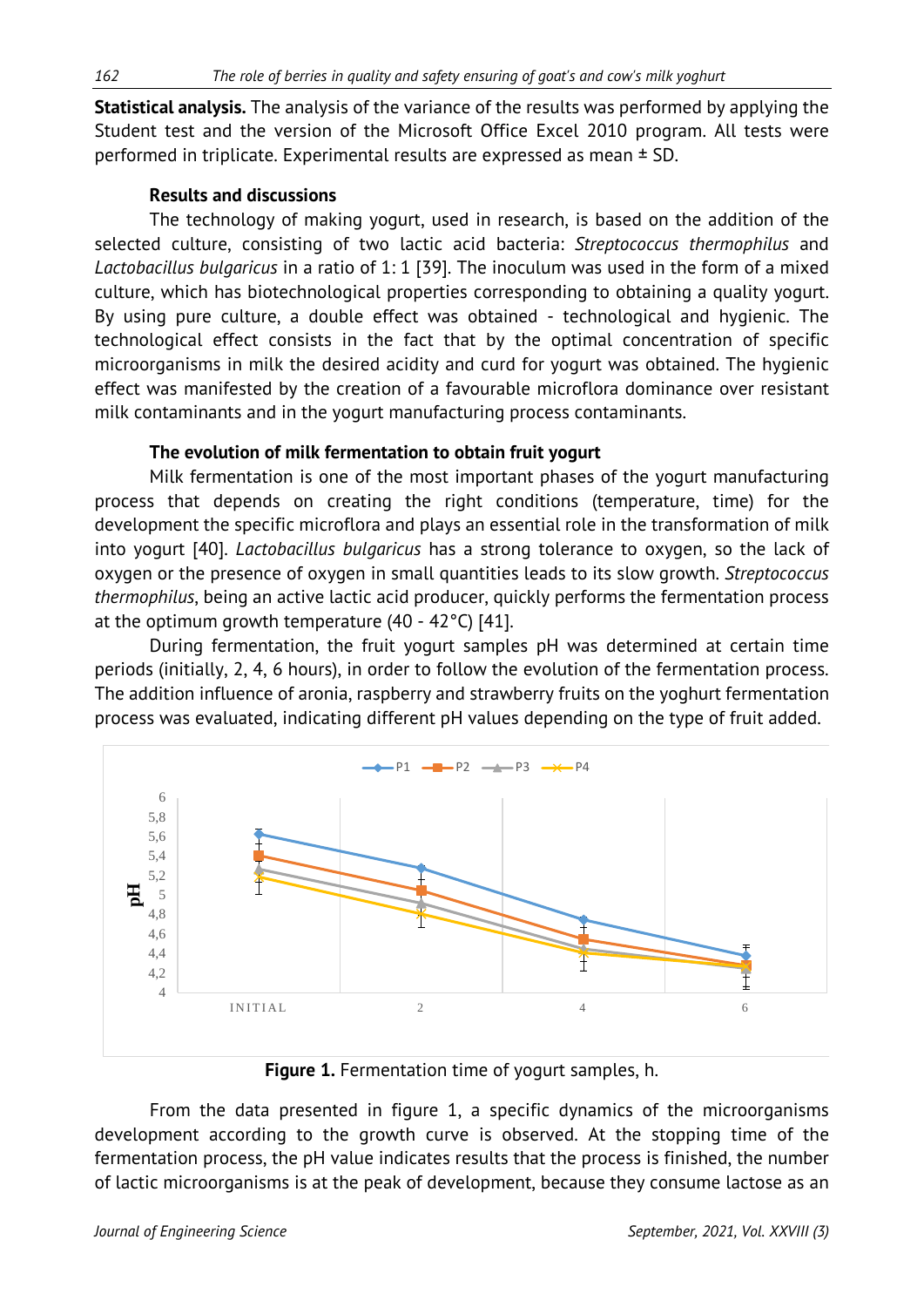**Statistical analysis.** The analysis of the variance of the results was performed by applying the Student test and the version of the Microsoft Office Excel 2010 program. All tests were performed in triplicate. Experimental results are expressed as mean ± SD.

### Results and discussions

The technology of making yogurt, used in research, is based on the addition of the selected culture, consisting of two lactic acid bacteria: *Streptococcus thermophilus* and *Lactobacillus bulgaricus* in a ratio of 1: 1 [39]. The inoculum was used in the form of a mixed culture, which has biotechnological properties corresponding to obtaining a quality yogurt. By using pure culture, a double effect was obtained - technological and hygienic. The technological effect consists in the fact that by the optimal concentration of specific microorganisms in milk the desired acidity and curd for yogurt was obtained. The hygienic effect was manifested by the creation of a favourable microflora dominance over resistant milk contaminants and in the yogurt manufacturing process contaminants.

### The evolution of milk fermentation to obtain fruit yogurt

Milk fermentation is one of the most important phases of the yogurt manufacturing process that depends on creating the right conditions (temperature, time) for the development the specific microflora and plays an essential role in the transformation of milk into yogurt [40]. *Lactobacillus bulgaricus* has a strong tolerance to oxygen, so the lack of oxygen or the presence of oxygen in small quantities leads to its slow growth. *Streptococcus thermophilus*, being an active lactic acid producer, quickly performs the fermentation process at the optimum growth temperature (40 - 42°C) [41].

During fermentation, the fruit yogurt samples pH was determined at certain time periods (initially, 2, 4, 6 hours), in order to follow the evolution of the fermentation process. The addition influence of aronia, raspberry and strawberry fruits on the yoghurt fermentation process was evaluated, indicating different pH values depending on the type of fruit added.

**Figure 1.** Fermentation time of yogurt samples, h.

From the data presented in figure 1, a specific dynamics of the microorganisms development according to the growth curve is observed. At the stopping time of the fermentation process, the pH value indicates results that the process is finished, the number of lactic microorganisms is at the peak of development, because they consume lactose as an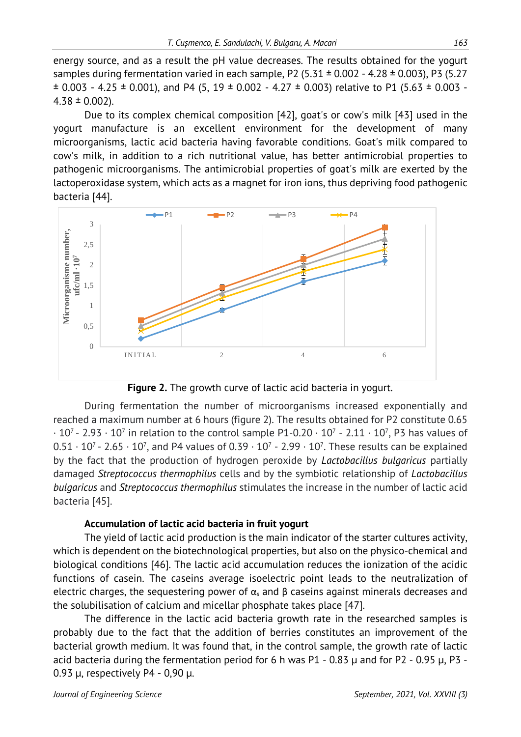energy source, and as a result the pH value decreases. The results obtained for the yogurt samples during fermentation varied in each sample, P2 (5.31 ± 0.002 - 4.28 ± 0.003), P3 (5.27 ± 0.003 - 4.25 ± 0.001), and P4 (5, 19 ± 0.002 - 4.27 ± 0.003) relative to P1 (5.63 ± 0.003 - 4.38 ± 0.002).

Due to its complex chemical composition [42], goat's or cow's milk [43] used in the yogurt manufacture is an excellent environment for the development of many microorganisms, lactic acid bacteria having favorable conditions. Goat's milk compared to cow's milk, in addition to a rich nutritional value, has better antimicrobial properties to pathogenic microorganisms. The antimicrobial properties of goat's milk are exerted by the lactoperoxidase system, which acts as a magnet for iron ions, thus depriving food pathogenic bacteria [44].

**Figure 2.** The growth curve of lactic acid bacteria in yogurt.

During fermentation the number of microorganisms increased exponentially and reached a maximum number at 6 hours (figure 2). The results obtained for P2 constitute 0.65 $\cdot$ $10^7$ - 2.93 $\cdot$ $10^7$ in relation to the control sample P1-0.20 $\cdot$ $10^7$ - 2.11 $\cdot$ $10^7$, P3 has values of 0.51 $\cdot$ $10^7$ - 2.65 $\cdot$ $10^7$, and P4 values of 0.39 $\cdot$ $10^7$ - 2.99 $\cdot$ $10^7$. These results can be explained by the fact that the production of hydrogen peroxide by *Lactobacillus bulgaricus* partially damaged *Streptococcus thermophilus* cells and by the symbiotic relationship of *Lactobacillus bulgaricus* and *Streptococcus thermophilus* stimulates the increase in the number of lactic acid bacteria [45].

### Accumulation of lactic acid bacteria in fruit yogurt

The yield of lactic acid production is the main indicator of the starter cultures activity, which is dependent on the biotechnological properties, but also on the physico-chemical and biological conditions [46]. The lactic acid accumulation reduces the ionization of the acidic functions of casein. The caseins average isoelectric point leads to the neutralization of electric charges, the sequestering power of $\alpha_s$ and β caseins against minerals decreases and the solubilisation of calcium and micellar phosphate takes place [47].

The difference in the lactic acid bacteria growth rate in the researched samples is probably due to the fact that the addition of berries constitutes an improvement of the bacterial growth medium. It was found that, in the control sample, the growth rate of lactic acid bacteria during the fermentation period for 6 h was P1 - 0.83 µ and for P2 - 0.95 µ, P3 - 0.93 µ, respectively P4 - 0,90 µ.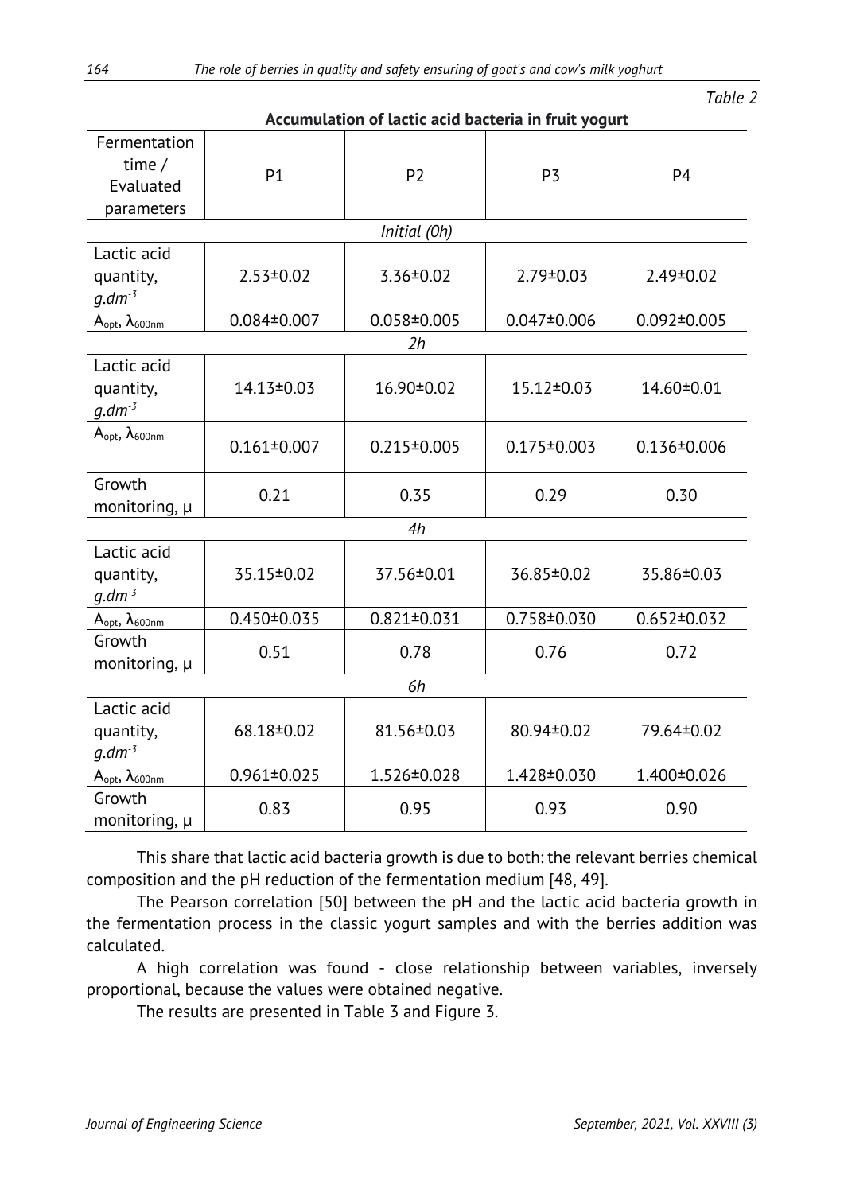*Table 2*

**Accumulation of lactic acid bacteria in fruit yogurt**

| Fermentation time / Evaluated parameters | P1 | P2 | P3 | P4 |
|---|---|---|---|---|
| *Initial (0h)* | | | | |
| Lactic acid quantity, $g.dm^{-3}$ | 2.53±0.02 | 3.36±0.02 | 2.79±0.03 | 2.49±0.02 |
| $A_{opt}$, $\lambda_{600nm}$ | 0.084±0.007 | 0.058±0.005 | 0.047±0.006 | 0.092±0.005 |
| *2h* | | | | |
| Lactic acid quantity, $g.dm^{-3}$ | 14.13±0.03 | 16.90±0.02 | 15.12±0.03 | 14.60±0.01 |
| $A_{opt}$, $\lambda_{600nm}$ | 0.161±0.007 | 0.215±0.005 | 0.175±0.003 | 0.136±0.006 |
| Growth monitoring, μ | 0.21 | 0.35 | 0.29 | 0.30 |
| *4h* | | | | |
| Lactic acid quantity, $g.dm^{-3}$ | 35.15±0.02 | 37.56±0.01 | 36.85±0.02 | 35.86±0.03 |
| $A_{opt}$, $\lambda_{600nm}$ | 0.450±0.035 | 0.821±0.031 | 0.758±0.030 | 0.652±0.032 |
| Growth monitoring, μ | 0.51 | 0.78 | 0.76 | 0.72 |
| *6h* | | | | |
| Lactic acid quantity, $g.dm^{-3}$ | 68.18±0.02 | 81.56±0.03 | 80.94±0.02 | 79.64±0.02 |
| $A_{opt}$, $\lambda_{600nm}$ | 0.961±0.025 | 1.526±0.028 | 1.428±0.030 | 1.400±0.026 |
| Growth monitoring, μ | 0.83 | 0.95 | 0.93 | 0.90 |

This share that lactic acid bacteria growth is due to both: the relevant berries chemical composition and the pH reduction of the fermentation medium [48, 49].

The Pearson correlation [50] between the pH and the lactic acid bacteria growth in the fermentation process in the classic yogurt samples and with the berries addition was calculated.

A high correlation was found - close relationship between variables, inversely proportional, because the values were obtained negative.

The results are presented in Table 3 and Figure 3.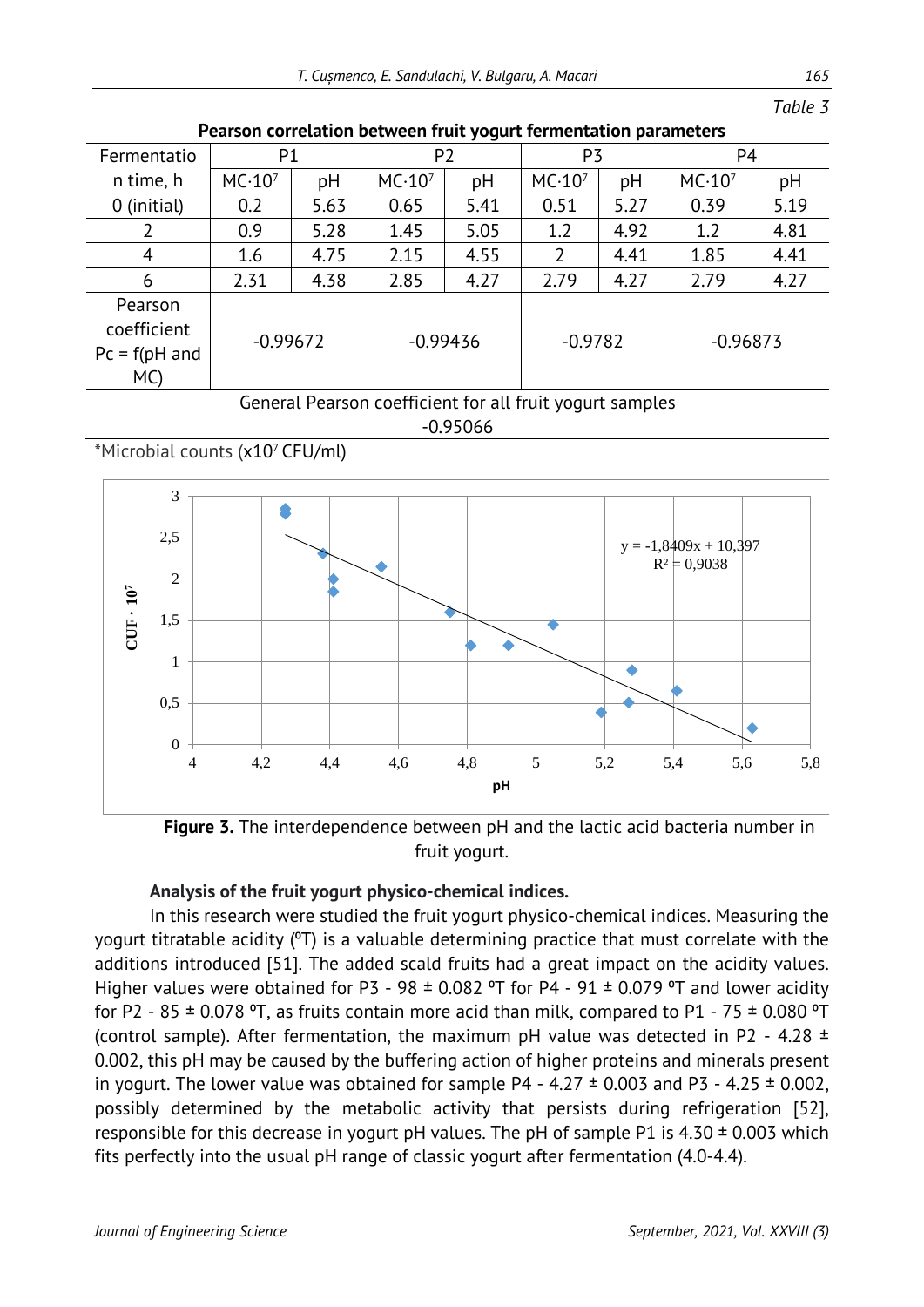*Table 3*

**Pearson correlation between fruit yogurt fermentation parameters**

| Fermentation time, h | P1 | | P2 | | P3 | | P4 | |
|---|---|---|---|---|---|---|---|---|
| | $MC \cdot 10^7$ | pH | $MC \cdot 10^7$ | pH | $MC \cdot 10^7$ | pH | $MC \cdot 10^7$ | pH |
| 0 (initial) | 0.2 | 5.63 | 0.65 | 5.41 | 0.51 | 5.27 | 0.39 | 5.19 |
| 2 | 0.9 | 5.28 | 1.45 | 5.05 | 1.2 | 4.92 | 1.2 | 4.81 |
| 4 | 1.6 | 4.75 | 2.15 | 4.55 | 2 | 4.41 | 1.85 | 4.41 |
| 6 | 2.31 | 4.38 | 2.85 | 4.27 | 2.79 | 4.27 | 2.79 | 4.27 |
| Pearson coefficient Pc = f(pH and MC) | -0.99672 | | -0.99436 | | -0.9782 | | -0.96873 | |
| General Pearson coefficient for all fruit yogurt samples | -0.95066 | | | | | | | |

*Microbial counts (x$10^7$ CFU/ml)

Figure 3. The interdependence between pH and the lactic acid bacteria number in fruit yogurt.

**Analysis of the fruit yogurt physico-chemical indices.**

In this research were studied the fruit yogurt physico-chemical indices. Measuring the yogurt titratable acidity (ºT) is a valuable determining practice that must correlate with the additions introduced [51]. The added scald fruits had a great impact on the acidity values. Higher values were obtained for P3 - 98 ± 0.082 ºT for P4 - 91 ± 0.079 ºT and lower acidity for P2 - 85 ± 0.078 ºT, as fruits contain more acid than milk, compared to P1 - 75 ± 0.080 ºT (control sample). After fermentation, the maximum pH value was detected in P2 - 4.28 ± 0.002, this pH may be caused by the buffering action of higher proteins and minerals present in yogurt. The lower value was obtained for sample P4 - 4.27 ± 0.003 and P3 - 4.25 ± 0.002, possibly determined by the metabolic activity that persists during refrigeration [52], responsible for this decrease in yogurt pH values. The pH of sample P1 is 4.30 ± 0.003 which fits perfectly into the usual pH range of classic yogurt after fermentation (4.0-4.4).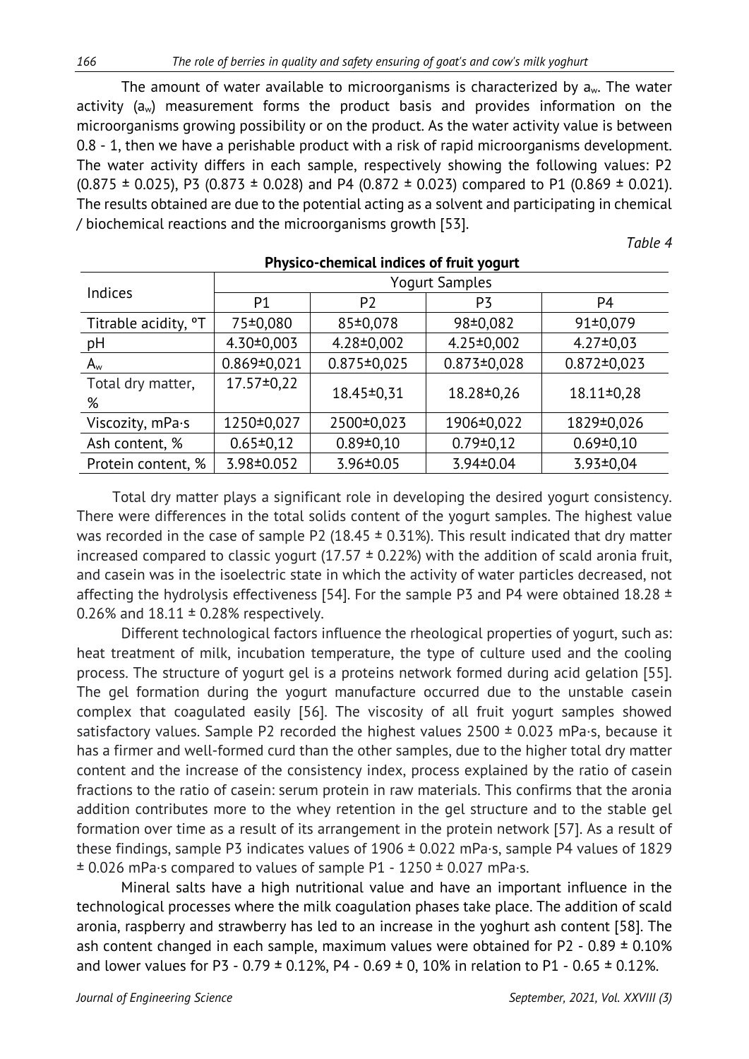The amount of water available to microorganisms is characterized by $a_w$. The water activity ($a_w$) measurement forms the product basis and provides information on the microorganisms growing possibility or on the product. As the water activity value is between 0.8 - 1, then we have a perishable product with a risk of rapid microorganisms development. The water activity differs in each sample, respectively showing the following values: P2 (0.875 ± 0.025), P3 (0.873 ± 0.028) and P4 (0.872 ± 0.023) compared to P1 (0.869 ± 0.021). The results obtained are due to the potential acting as a solvent and participating in chemical / biochemical reactions and the microorganisms growth [53].

*Table 4*

**Physico-chemical indices of fruit yogurt**

| Indices | Yogurt Samples | | | |
|---|---|---|---|---|
| | P1 | P2 | P3 | P4 |
| Titrable acidity, °T | 75±0,080 | 85±0,078 | 98±0,082 | 91±0,079 |
| pH | 4.30±0,003 | 4.28±0,002 | 4.25±0,002 | 4.27±0,03 |
| $A_w$ | 0.869±0,021 | 0.875±0,025 | 0.873±0,028 | 0.872±0,023 |
| Total dry matter, % | 17.57±0,22 | 18.45±0,31 | 18.28±0,26 | 18.11±0,28 |
| Viscozity, mPa·s | 1250±0,027 | 2500±0,023 | 1906±0,022 | 1829±0,026 |
| Ash content, % | 0.65±0,12 | 0.89±0,10 | 0.79±0,12 | 0.69±0,10 |
| Protein content, % | 3.98±0.052 | 3.96±0.05 | 3.94±0.04 | 3.93±0,04 |

Total dry matter plays a significant role in developing the desired yogurt consistency. There were differences in the total solids content of the yogurt samples. The highest value was recorded in the case of sample P2 (18.45 ± 0.31%). This result indicated that dry matter increased compared to classic yogurt (17.57 ± 0.22%) with the addition of scald aronia fruit, and casein was in the isoelectric state in which the activity of water particles decreased, not affecting the hydrolysis effectiveness [54]. For the sample P3 and P4 were obtained 18.28 ± 0.26% and 18.11 ± 0.28% respectively.

Different technological factors influence the rheological properties of yogurt, such as: heat treatment of milk, incubation temperature, the type of culture used and the cooling process. The structure of yogurt gel is a proteins network formed during acid gelation [55]. The gel formation during the yogurt manufacture occurred due to the unstable casein complex that coagulated easily [56]. The viscosity of all fruit yogurt samples showed satisfactory values. Sample P2 recorded the highest values 2500 ± 0.023 mPa·s, because it has a firmer and well-formed curd than the other samples, due to the higher total dry matter content and the increase of the consistency index, process explained by the ratio of casein fractions to the ratio of casein: serum protein in raw materials. This confirms that the aronia addition contributes more to the whey retention in the gel structure and to the stable gel formation over time as a result of its arrangement in the protein network [57]. As a result of these findings, sample P3 indicates values of 1906 ± 0.022 mPa·s, sample P4 values of 1829 ± 0.026 mPa·s compared to values of sample P1 - 1250 ± 0.027 mPa·s.

Mineral salts have a high nutritional value and have an important influence in the technological processes where the milk coagulation phases take place. The addition of scald aronia, raspberry and strawberry has led to an increase in the yoghurt ash content [58]. The ash content changed in each sample, maximum values were obtained for P2 - 0.89 ± 0.10% and lower values for P3 - 0.79 ± 0.12%, P4 - 0.69 ± 0, 10% in relation to P1 - 0.65 ± 0.12%.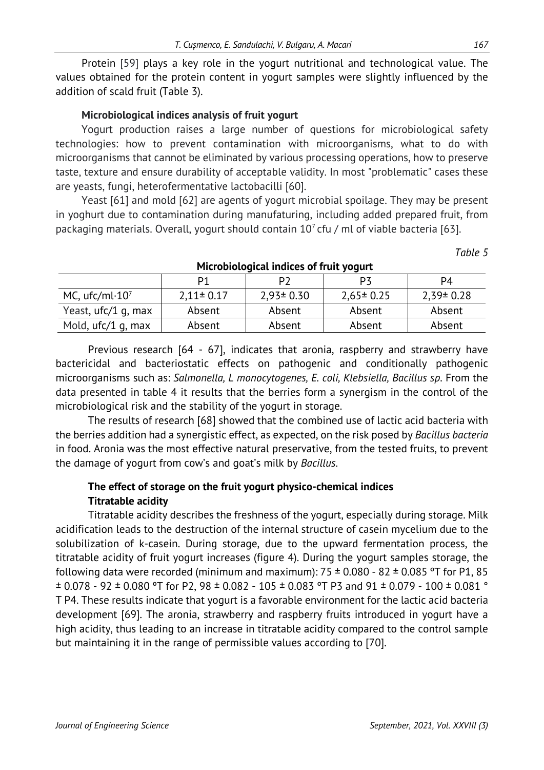Protein [59] plays a key role in the yogurt nutritional and technological value. The values obtained for the protein content in yogurt samples were slightly influenced by the addition of scald fruit (Table 3).

### Microbiological indices analysis of fruit yogurt

Yogurt production raises a large number of questions for microbiological safety technologies: how to prevent contamination with microorganisms, what to do with microorganisms that cannot be eliminated by various processing operations, how to preserve taste, texture and ensure durability of acceptable validity. In most "problematic" cases these are yeasts, fungi, heterofermentative lactobacilli [60].

Yeast [61] and mold [62] are agents of yogurt microbial spoilage. They may be present in yoghurt due to contamination during manufaturing, including added prepared fruit, from packaging materials. Overall, yogurt should contain $10^7$ cfu / ml of viable bacteria [63].

*Table 5*

**Microbiological indices of fruit yogurt**

| | P1 | P2 | P3 | P4 |
|---|---|---|---|---|
| MC, ufc/ml·$10^7$ | 2,11± 0.17 | 2,93± 0.30 | 2,65± 0.25 | 2,39± 0.28 |
| Yeast, ufc/1 g, max | Absent | Absent | Absent | Absent |
| Mold, ufc/1 g, max | Absent | Absent | Absent | Absent |

Previous research [64 - 67], indicates that aronia, raspberry and strawberry have bactericidal and bacteriostatic effects on pathogenic and conditionally pathogenic microorganisms such as: *Salmonella, L monocytogenes, E. coli, Klebsiella, Bacillus sp*. From the data presented in table 4 it results that the berries form a synergism in the control of the microbiological risk and the stability of the yogurt in storage.

The results of research [68] showed that the combined use of lactic acid bacteria with the berries addition had a synergistic effect, as expected, on the risk posed by *Bacillus bacteria* in food. Aronia was the most effective natural preservative, from the tested fruits, to prevent the damage of yogurt from cow's and goat's milk by *Bacillus*.

### The effect of storage on the fruit yogurt physico-chemical indices

#### Titratable acidity

Titratable acidity describes the freshness of the yogurt, especially during storage. Milk acidification leads to the destruction of the internal structure of casein mycelium due to the solubilization of k-casein. During storage, due to the upward fermentation process, the titratable acidity of fruit yogurt increases (figure 4). During the yogurt samples storage, the following data were recorded (minimum and maximum): 75 ± 0.080 - 82 ± 0.085 °T for P1, 85 ± 0.078 - 92 ± 0.080 °T for P2, 98 ± 0.082 - 105 ± 0.083 °T P3 and 91 ± 0.079 - 100 ± 0.081 °T P4. These results indicate that yogurt is a favorable environment for the lactic acid bacteria development [69]. The aronia, strawberry and raspberry fruits introduced in yogurt have a high acidity, thus leading to an increase in titratable acidity compared to the control sample but maintaining it in the range of permissible values according to [70].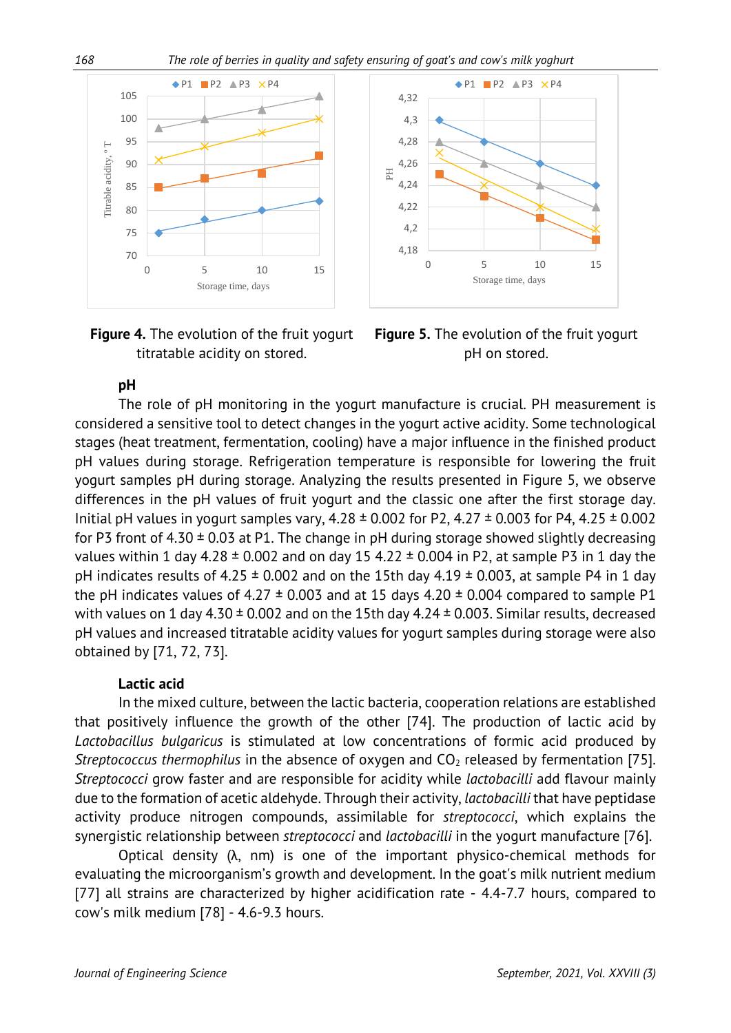**Figure 4.** The evolution of the fruit yogurt titratable acidity on stored.

**Figure 5.** The evolution of the fruit yogurt pH on stored.

### pH

The role of pH monitoring in the yogurt manufacture is crucial. PH measurement is considered a sensitive tool to detect changes in the yogurt active acidity. Some technological stages (heat treatment, fermentation, cooling) have a major influence in the finished product pH values during storage. Refrigeration temperature is responsible for lowering the fruit yogurt samples pH during storage. Analyzing the results presented in Figure 5, we observe differences in the pH values of fruit yogurt and the classic one after the first storage day. Initial pH values in yogurt samples vary, 4.28 ± 0.002 for P2, 4.27 ± 0.003 for P4, 4.25 ± 0.002 for P3 front of 4.30 ± 0.03 at P1. The change in pH during storage showed slightly decreasing values within 1 day 4.28 ± 0.002 and on day 15 4.22 ± 0.004 in P2, at sample P3 in 1 day the pH indicates results of 4.25 ± 0.002 and on the 15th day 4.19 ± 0.003, at sample P4 in 1 day the pH indicates values of 4.27 ± 0.003 and at 15 days 4.20 ± 0.004 compared to sample P1 with values on 1 day 4.30 ± 0.002 and on the 15th day 4.24 ± 0.003. Similar results, decreased pH values and increased titratable acidity values for yogurt samples during storage were also obtained by [71, 72, 73].

### Lactic acid

In the mixed culture, between the lactic bacteria, cooperation relations are established that positively influence the growth of the other [74]. The production of lactic acid by *Lactobacillus bulgaricus* is stimulated at low concentrations of formic acid produced by *Streptococcus thermophilus* in the absence of oxygen and $CO_2$ released by fermentation [75]. *Streptococci* grow faster and are responsible for acidity while *lactobacilli* add flavour mainly due to the formation of acetic aldehyde. Through their activity, *lactobacilli* that have peptidase activity produce nitrogen compounds, assimilable for *streptococci*, which explains the synergistic relationship between *streptococci* and *lactobacilli* in the yogurt manufacture [76].

Optical density (λ, nm) is one of the important physico-chemical methods for evaluating the microorganism's growth and development. In the goat's milk nutrient medium [77] all strains are characterized by higher acidification rate - 4.4-7.7 hours, compared to cow's milk medium [78] - 4.6-9.3 hours.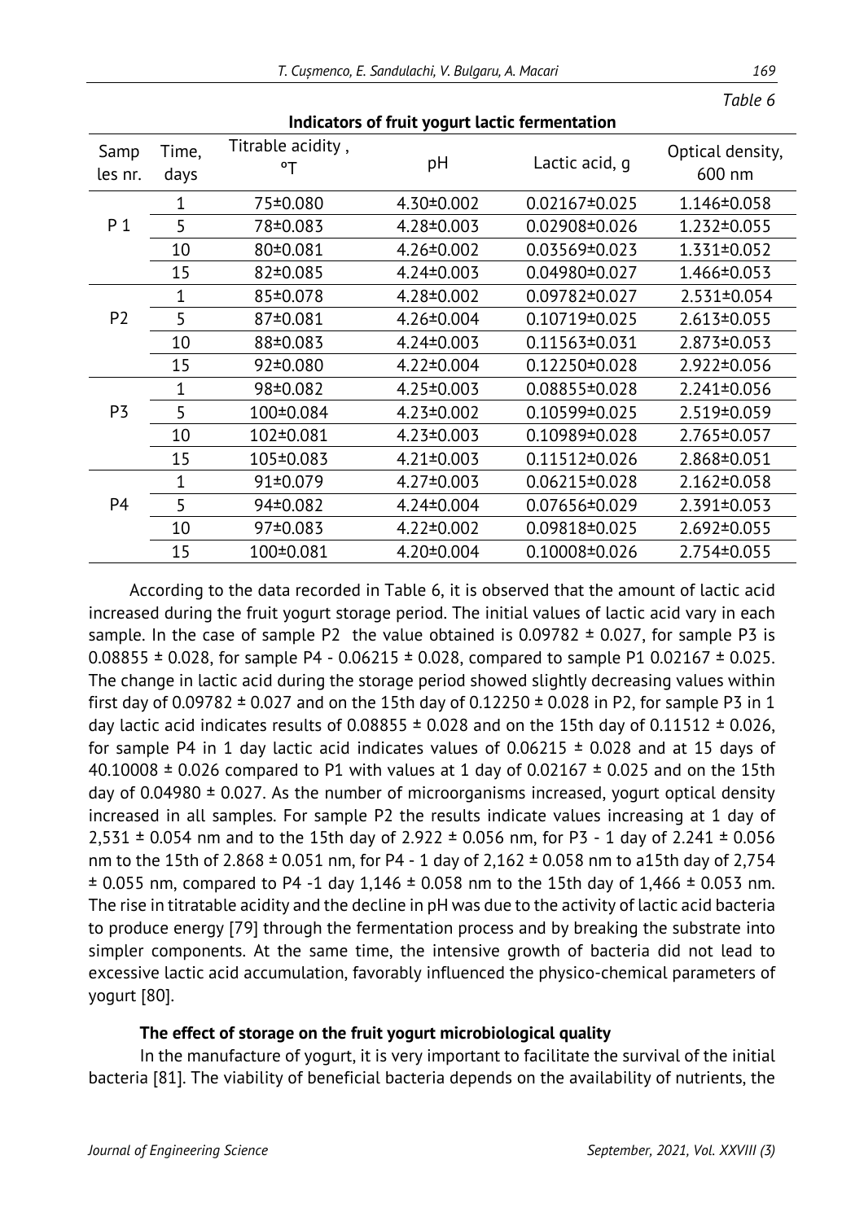*Table 6*

**Indicators of fruit yogurt lactic fermentation**

| Samples nr. | Time, days | Titrable acidity, °T | pH | Lactic acid, g | Optical density, 600 nm |
|---|---|---|---|---|---|
| P 1 | 1 | 75±0.080 | 4.30±0.002 | 0.02167±0.025 | 1.146±0.058 |
| | 5 | 78±0.083 | 4.28±0.003 | 0.02908±0.026 | 1.232±0.055 |
| | 10 | 80±0.081 | 4.26±0.002 | 0.03569±0.023 | 1.331±0.052 |
| | 15 | 82±0.085 | 4.24±0.003 | 0.04980±0.027 | 1.466±0.053 |
| P2 | 1 | 85±0.078 | 4.28±0.002 | 0.09782±0.027 | 2.531±0.054 |
| | 5 | 87±0.081 | 4.26±0.004 | 0.10719±0.025 | 2.613±0.055 |
| | 10 | 88±0.083 | 4.24±0.003 | 0.11563±0.031 | 2.873±0.053 |
| | 15 | 92±0.080 | 4.22±0.004 | 0.12250±0.028 | 2.922±0.056 |
| P3 | 1 | 98±0.082 | 4.25±0.003 | 0.08855±0.028 | 2.241±0.056 |
| | 5 | 100±0.084 | 4.23±0.002 | 0.10599±0.025 | 2.519±0.059 |
| | 10 | 102±0.081 | 4.23±0.003 | 0.10989±0.028 | 2.765±0.057 |
| | 15 | 105±0.083 | 4.21±0.003 | 0.11512±0.026 | 2.868±0.051 |
| P4 | 1 | 91±0.079 | 4.27±0.003 | 0.06215±0.028 | 2.162±0.058 |
| | 5 | 94±0.082 | 4.24±0.004 | 0.07656±0.029 | 2.391±0.053 |
| | 10 | 97±0.083 | 4.22±0.002 | 0.09818±0.025 | 2.692±0.055 |
| | 15 | 100±0.081 | 4.20±0.004 | 0.10008±0.026 | 2.754±0.055 |

According to the data recorded in Table 6, it is observed that the amount of lactic acid increased during the fruit yogurt storage period. The initial values of lactic acid vary in each sample. In the case of sample P2 the value obtained is 0.09782 ± 0.027, for sample P3 is 0.08855 ± 0.028, for sample P4 - 0.06215 ± 0.028, compared to sample P1 0.02167 ± 0.025. The change in lactic acid during the storage period showed slightly decreasing values within first day of 0.09782 ± 0.027 and on the 15th day of 0.12250 ± 0.028 in P2, for sample P3 in 1 day lactic acid indicates results of 0.08855 ± 0.028 and on the 15th day of 0.11512 ± 0.026, for sample P4 in 1 day lactic acid indicates values of 0.06215 ± 0.028 and at 15 days of 40.10008 ± 0.026 compared to P1 with values at 1 day of 0.02167 ± 0.025 and on the 15th day of 0.04980 ± 0.027. As the number of microorganisms increased, yogurt optical density increased in all samples. For sample P2 the results indicate values increasing at 1 day of 2,531 ± 0.054 nm and to the 15th day of 2.922 ± 0.056 nm, for P3 - 1 day of 2.241 ± 0.056 nm to the 15th of 2.868 ± 0.051 nm, for P4 - 1 day of 2,162 ± 0.058 nm to a15th day of 2,754 ± 0.055 nm, compared to P4 -1 day 1,146 ± 0.058 nm to the 15th day of 1,466 ± 0.053 nm. The rise in titratable acidity and the decline in pH was due to the activity of lactic acid bacteria to produce energy [79] through the fermentation process and by breaking the substrate into simpler components. At the same time, the intensive growth of bacteria did not lead to excessive lactic acid accumulation, favorably influenced the physico-chemical parameters of yogurt [80].

**The effect of storage on the fruit yogurt microbiological quality**

In the manufacture of yogurt, it is very important to facilitate the survival of the initial bacteria [81]. The viability of beneficial bacteria depends on the availability of nutrients, the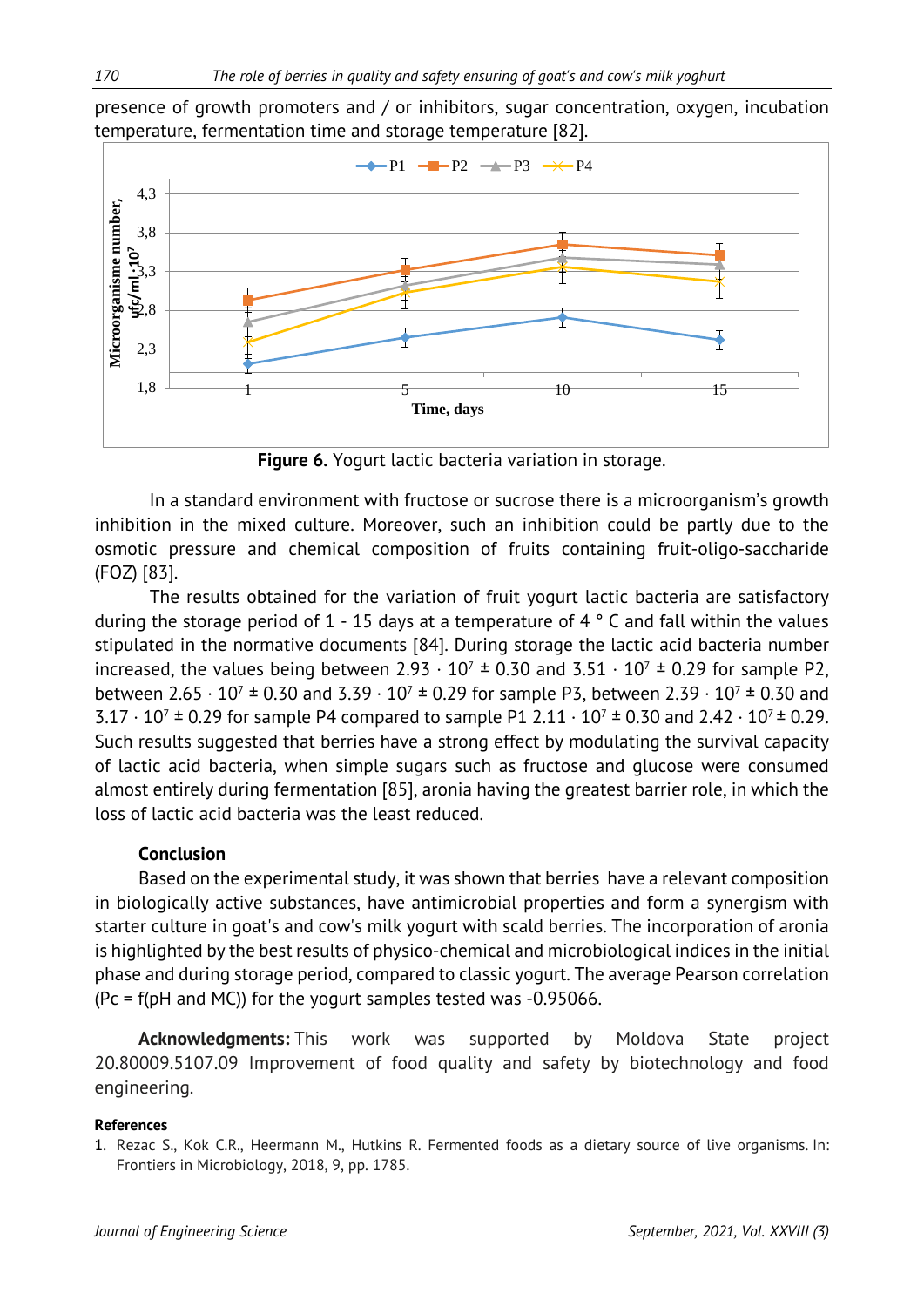presence of growth promoters and / or inhibitors, sugar concentration, oxygen, incubation temperature, fermentation time and storage temperature [82].

**Figure 6.** Yogurt lactic bacteria variation in storage.

In a standard environment with fructose or sucrose there is a microorganism's growth inhibition in the mixed culture. Moreover, such an inhibition could be partly due to the osmotic pressure and chemical composition of fruits containing fruit-oligo-saccharide (FOZ) [83].

The results obtained for the variation of fruit yogurt lactic bacteria are satisfactory during the storage period of 1 - 15 days at a temperature of 4 ° C and fall within the values stipulated in the normative documents [84]. During storage the lactic acid bacteria number increased, the values being between $2.93 \cdot 10^7 \pm 0.30$ and $3.51 \cdot 10^7 \pm 0.29$ for sample P2, between $2.65 \cdot 10^7 \pm 0.30$ and $3.39 \cdot 10^7 \pm 0.29$ for sample P3, between $2.39 \cdot 10^7 \pm 0.30$ and $3.17 \cdot 10^7 \pm 0.29$ for sample P4 compared to sample P1 $2.11 \cdot 10^7 \pm 0.30$ and $2.42 \cdot 10^7 \pm 0.29$. Such results suggested that berries have a strong effect by modulating the survival capacity of lactic acid bacteria, when simple sugars such as fructose and glucose were consumed almost entirely during fermentation [85], aronia having the greatest barrier role, in which the loss of lactic acid bacteria was the least reduced.

## Conclusion

Based on the experimental study, it was shown that berries have a relevant composition in biologically active substances, have antimicrobial properties and form a synergism with starter culture in goat's and cow's milk yogurt with scald berries. The incorporation of aronia is highlighted by the best results of physico-chemical and microbiological indices in the initial phase and during storage period, compared to classic yogurt. The average Pearson correlation (Pc = f(pH and MC)) for the yogurt samples tested was -0.95066.

**Acknowledgments:** This work was supported by Moldova State project 20.80009.5107.09 Improvement of food quality and safety by biotechnology and food engineering.

### References

1. Rezac S., Kok C.R., Heermann M., Hutkins R. Fermented foods as a dietary source of live organisms. In: Frontiers in Microbiology, 2018, 9, pp. 1785.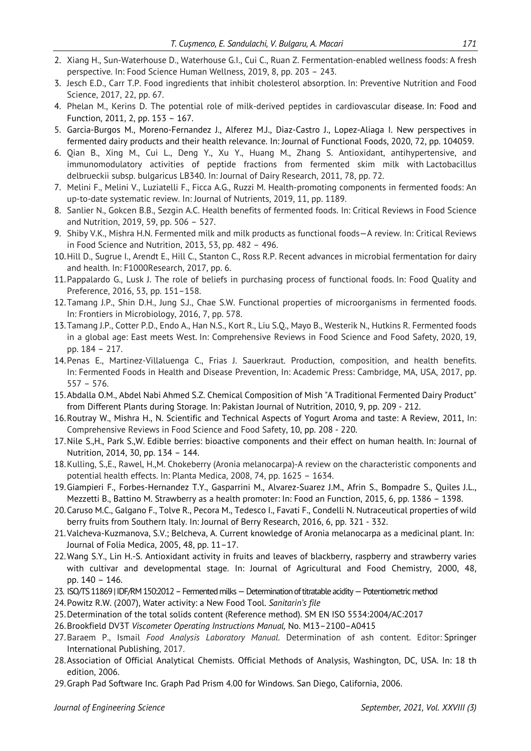2. Xiang H., Sun-Waterhouse D., Waterhouse G.I., Cui C., Ruan Z. Fermentation-enabled wellness foods: A fresh perspective. In: Food Science Human Wellness, 2019, 8, pp. 203 – 243.
3. Jesch E.D., Carr T.P. Food ingredients that inhibit cholesterol absorption. In: Preventive Nutrition and Food Science, 2017, 22, pp. 67.
4. Phelan M., Kerins D. The potential role of milk-derived peptides in cardiovascular disease. In: Food and Function, 2011, 2, pp. 153 – 167.
5. Garcia-Burgos M., Moreno-Fernandez J., Alferez MJ., Diaz-Castro J., Lopez-Aliaga I. New perspectives in fermented dairy products and their health relevance. In: Journal of Functional Foods, 2020, 72, pp. 104059.
6. Qian B., Xing M., Cui L., Deng Y., Xu Y., Huang M., Zhang S. Antioxidant, antihypertensive, and immunomodulatory activities of peptide fractions from fermented skim milk with Lactobacillus delbrueckii subsp. bulgaricus LB340. In: Journal of Dairy Research, 2011, 78, pp. 72.
7. Melini F., Melini V., Luziatelli F., Ficca A.G., Ruzzi M. Health-promoting components in fermented foods: An up-to-date systematic review. In: Journal of Nutrients, 2019, 11, pp. 1189.
8. Sanlier N., Gokcen B.B., Sezgin A.C. Health benefits of fermented foods. In: Critical Reviews in Food Science and Nutrition, 2019, 59, pp. 506 – 527.
9. Shiby V.K., Mishra H.N. Fermented milk and milk products as functional foods—A review. In: Critical Reviews in Food Science and Nutrition, 2013, 53, pp. 482 – 496.
10. Hill D., Sugrue I., Arendt E., Hill C., Stanton C., Ross R.P. Recent advances in microbial fermentation for dairy and health. In: F1000Research, 2017, pp. 6.
11. Pappalardo G., Lusk J. The role of beliefs in purchasing process of functional foods. In: Food Quality and Preference, 2016, 53, pp. 151–158.
12. Tamang J.P., Shin D.H., Jung S.J., Chae S.W. Functional properties of microorganisms in fermented foods. In: Frontiers in Microbiology, 2016, 7, pp. 578.
13. Tamang J.P., Cotter P.D., Endo A., Han N.S., Kort R., Liu S.Q., Mayo B., Westerik N., Hutkins R. Fermented foods in a global age: East meets West. In: Comprehensive Reviews in Food Science and Food Safety, 2020, 19, pp. 184 – 217.
14. Penas E., Martinez-Villaluenga C., Frias J. Sauerkraut. Production, composition, and health benefits. In: Fermented Foods in Health and Disease Prevention, In: Academic Press: Cambridge, MA, USA, 2017, pp. 557 – 576.
15. Abdalla O.M., Abdel Nabi Ahmed S.Z. Chemical Composition of Mish "A Traditional Fermented Dairy Product" from Different Plants during Storage. In: Pakistan Journal of Nutrition, 2010, 9, pp. 209 - 212.
16. Routray W., Mishra H., N. Scientific and Technical Aspects of Yogurt Aroma and taste: A Review, 2011, In: Comprehensive Reviews in Food Science and Food Safety, 10, pp. 208 - 220.
17. Nile S.,H., Park S.,W. Edible berries: bioactive components and their effect on human health. In: Journal of Nutrition, 2014, 30, pp. 134 – 144.
18. Kulling, S.,E., Rawel, H.,M. Chokeberry (Aronia melanocarpa)-A review on the characteristic components and potential health effects. In: Planta Medica, 2008, 74, pp. 1625 – 1634.
19. Giampieri F., Forbes-Hernandez T.Y., Gasparrini M., Alvarez-Suarez J.M., Afrin S., Bompadre S., Quiles J.L., Mezzetti B., Battino M. Strawberry as a health promoter: In: Food an Function, 2015, 6, pp. 1386 – 1398.
20. Caruso M.C., Galgano F., Tolve R., Pecora M., Tedesco I., Favati F., Condelli N. Nutraceutical properties of wild berry fruits from Southern Italy. In: Journal of Berry Research, 2016, 6, pp. 321 - 332.
21. Valcheva-Kuzmanova, S.V.; Belcheva, A. Current knowledge of Aronia melanocarpa as a medicinal plant. In: Journal of Folia Medica, 2005, 48, pp. 11–17.
22. Wang S.Y., Lin H.-S. Antioxidant activity in fruits and leaves of blackberry, raspberry and strawberry varies with cultivar and developmental stage. In: Journal of Agricultural and Food Chemistry, 2000, 48, pp. 140 – 146.
23. ISO/TS 11869 | IDF/RM 150:2012 – Fermented milks — Determination of titratable acidity — Potentiometric method
24. Powitz R.W. (2007), Water activity: a New Food Tool. *Sanitarin's file*
25. Determination of the total solids content (Reference method). SM EN ISO 5534:2004/AC:2017
26. Brookfield DV3T *Viscometer Operating Instructions Manual,* No. M13–2100–A0415
27. Baraem P., Ismail *Food Analysis Laboratory Manual*. Determination of ash content. Editor: Springer International Publishing, 2017.
28. Association of Official Analytical Chemists. Official Methods of Analysis, Washington, DC, USA. In: 18 th edition, 2006.
29. Graph Pad Software Inc. Graph Pad Prism 4.00 for Windows. San Diego, California, 2006.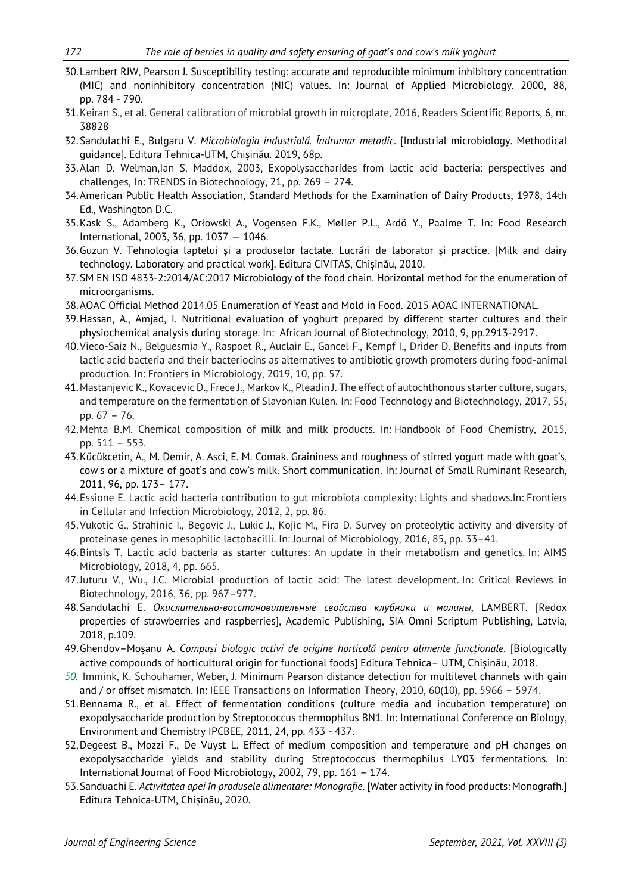30. Lambert RJW, Pearson J. Susceptibility testing: accurate and reproducible minimum inhibitory concentration (MIC) and noninhibitory concentration (NIC) values. In: Journal of Applied Microbiology. 2000, 88, pp. 784 - 790.
31. Keiran S., et al. General calibration of microbial growth in microplate, 2016, Readers Scientific Reports, 6, nr. 38828
32. Sandulachi E., Bulgaru V. *Microbiologia industrială. Îndrumar metodic*. [Industrial microbiology. Methodical guidance]. Editura Tehnica-UTM, Chișinău. 2019, 68p.
33. Alan D. Welman,Ian S. Maddox, 2003, Exopolysaccharides from lactic acid bacteria: perspectives and challenges, In: TRENDS in Biotechnology, 21, pp. 269 – 274.
34. American Public Health Association, Standard Methods for the Examination of Dairy Products, 1978, 14th Ed., Washington D.C.
35. Kask S., Adamberg K., Orłowski A., Vogensen F.K., Møller P.L., Ardö Y., Paalme T. In: Food Research International, 2003, 36, pp. 1037 — 1046.
36. Guzun V. Tehnologia laptelui și a produselor lactate. Lucrări de laborator și practice. [Milk and dairy technology. Laboratory and practical work]. Editura CIVITAS, Chișinău, 2010.
37. SM EN ISO 4833-2:2014/AC:2017 Microbiology of the food chain. Horizontal method for the enumeration of microorganisms.
38. AOAC Official Method 2014.05 Enumeration of Yeast and Mold in Food. 2015 AOAC INTERNATIONAL.
39. Hassan, A., Amjad, I. Nutritional evaluation of yoghurt prepared by different starter cultures and their physiochemical analysis during storage. In: African Journal of Biotechnology, 2010, 9, pp.2913-2917.
40. Vieco-Saiz N., Belguesmia Y., Raspoet R., Auclair E., Gancel F., Kempf I., Drider D. Benefits and inputs from lactic acid bacteria and their bacteriocins as alternatives to antibiotic growth promoters during food-animal production. In: Frontiers in Microbiology, 2019, 10, pp. 57.
41. Mastanjevic K., Kovacevic D., Frece J., Markov K., Pleadin J. The effect of autochthonous starter culture, sugars, and temperature on the fermentation of Slavonian Kulen. In: Food Technology and Biotechnology, 2017, 55, pp. 67 – 76.
42. Mehta B.M. Chemical composition of milk and milk products. In: Handbook of Food Chemistry, 2015, pp. 511 – 553.
43. Kücükcetin, A., M. Demir, A. Asci, E. M. Comak. Graininess and roughness of stirred yogurt made with goat's, cow's or a mixture of goat's and cow's milk. Short communication. In: Journal of Small Ruminant Research, 2011, 96, pp. 173– 177.
44. Essione E. Lactic acid bacteria contribution to gut microbiota complexity: Lights and shadows.In: Frontiers in Cellular and Infection Microbiology, 2012, 2, pp. 86.
45. Vukotic G., Strahinic I., Begovic J., Lukic J., Kojic M., Fira D. Survey on proteolytic activity and diversity of proteinase genes in mesophilic lactobacilli. In: Journal of Microbiology, 2016, 85, pp. 33–41.
46. Bintsis T. Lactic acid bacteria as starter cultures: An update in their metabolism and genetics. In: AIMS Microbiology, 2018, 4, pp. 665.
47. Juturu V., Wu., J.C. Microbial production of lactic acid: The latest development. In: Critical Reviews in Biotechnology, 2016, 36, pp. 967–977.
48. Sandulachi E. *Окислительно-восстановительные свойства клубники и малины*, LAMBERT. [Redox properties of strawberries and raspberries], Academic Publishing, SIA Omni Scriptum Publishing, Latvia, 2018, p.109.
49. Ghendov–Moșanu A. *Compuși biologic activi de origine horticolă pentru alimente funcționale*. [Biologically active compounds of horticultural origin for functional foods] Editura Tehnica– UTM, Chișinău, 2018.
50. Immink, K. Schouhamer, Weber, J. Minimum Pearson distance detection for multilevel channels with gain and / or offset mismatch. In: IEEE Transactions on Information Theory, 2010, 60(10), pp. 5966 – 5974.
51. Bennama R., et al. Effect of fermentation conditions (culture media and incubation temperature) on exopolysaccharide production by Streptococcus thermophilus BN1. In: International Conference on Biology, Environment and Chemistry IPCBEE, 2011, 24, pp. 433 - 437.
52. Degeest B., Mozzi F., De Vuyst L. Effect of medium composition and temperature and pH changes on exopolysaccharide yields and stability during Streptococcus thermophilus LY03 fermentations. In: International Journal of Food Microbiology, 2002, 79, pp. 161 – 174.
53. Sanduachi E. *Activitatea apei în produsele alimentare: Monografie*. [Water activity in food products: Monografh.] Editura Tehnica-UTM, Chișinău, 2020.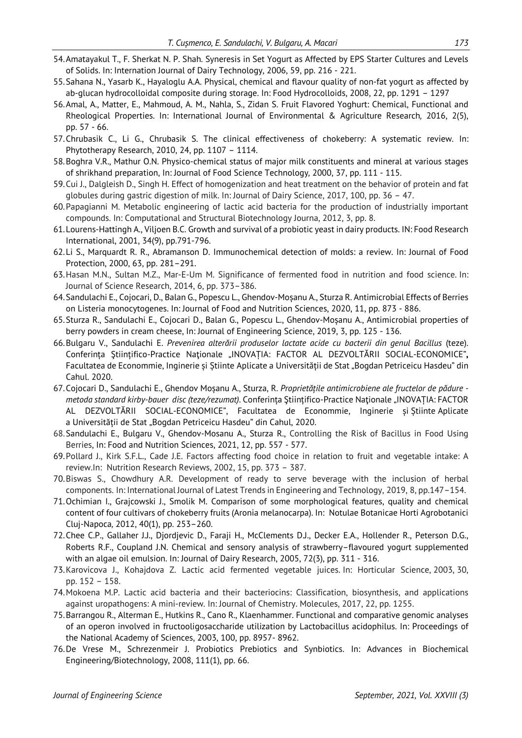54. Amatayakul T., F. Sherkat N. P. Shah. Syneresis in Set Yogurt as Affected by EPS Starter Cultures and Levels of Solids. In: Internation Journal of Dairy Technology, 2006, 59, pp. 216 - 221.
55. Sahana N., Yasarb K., Hayaloglu A.A. Physical, chemical and flavour quality of non-fat yogurt as affected by ab-glucan hydrocolloidal composite during storage. In: Food Hydrocolloids, 2008, 22, pp. 1291 – 1297
56. Amal, A., Matter, E., Mahmoud, A. M., Nahla, S., Zidan S. Fruit Flavored Yoghurt: Chemical, Functional and Rheological Properties. In: International Journal of Environmental & Agriculture Research*,* 2016, 2(5), pp. 57 - 66.
57. Chrubasik C., Li G., Chrubasik S. The clinical effectiveness of chokeberry: A systematic review. In: Phytotherapy Research, 2010, 24, pp. 1107 – 1114.
58. Boghra V.R., Mathur O.N. Physico-chemical status of major milk constituents and mineral at various stages of shrikhand preparation, In: Journal of Food Science Technology*,* 2000, 37, pp. 111 - 115.
59. Cui J., Dalgleish D., Singh H. Effect of homogenization and heat treatment on the behavior of protein and fat globules during gastric digestion of milk. In: Journal of Dairy Science, 2017, 100, pp. 36 – 47.
60. Papagianni M. Metabolic engineering of lactic acid bacteria for the production of industrially important compounds. In: Computational and Structural Biotechnology Journa, 2012, 3, pp. 8.
61. Lourens-Hattingh A., Viljoen B.C. Growth and survival of a probiotic yeast in dairy products. IN: Food Research International, 2001, 34(9), pp.791-796.
62. Li S., Marquardt R. R., Abramanson D. Immunochemical detection of molds: a review. In: Journal of Food Protection, 2000, 63, pp. 281–291.
63. Hasan M.N., Sultan M.Z., Mar-E-Um M. Significance of fermented food in nutrition and food science. In: Journal of Science Research, 2014, 6, pp. 373–386.
64. Sandulachi E., Cojocari, D., Balan G., Popescu L., Ghendov-Moșanu A., Sturza R. Antimicrobial Effects of Berries on Listeria monocytogenes. In: Journal of Food and Nutrition Sciences, 2020, 11, pp. 873 - 886.
65. Sturza R., Sandulachi E., Cojocari D., Balan G., Popescu L., Ghendov-Moșanu A., Antimicrobial properties of berry powders in cream cheese, In: Journal of Engineering Science, 2019, 3, pp. 125 - 136.
66. Bulgaru V., Sandulachi E. *Prevenirea alterării produselor lactate acide cu bacterii din genul Bacillus* (teze). Conferința Ştiinţifico-Practice Naţionale „INOVAȚIA: FACTOR AL DEZVOLTĂRII SOCIAL-ECONOMICE"**,** Facultatea de Economie, Inginerie și Științe Aplicate a Universității de Stat „Bogdan Petriceicu Hasdeu" din Cahul. 2020.
67. Cojocari D., Sandulachi E., Ghendov Moșanu A., Sturza, R. *Proprietățile antimicrobiene ale fructelor de pădure - metoda standard kirby-bauer disc (teze/rezumat)*. Conferința Ştiinţifico-Practice Naţionale „INOVAȚIA: FACTOR AL DEZVOLTĂRII SOCIAL-ECONOMICE", Facultatea de Economie, Inginerie și Științe Aplicate a Universității de Stat „Bogdan Petriceicu Hasdeu" din Cahul, 2020.
68. Sandulachi E., Bulgaru V., Ghendov-Mosanu A., Sturza R., Controlling the Risk of Bacillus in Food Using Berries, In: Food and Nutrition Sciences, 2021, 12, pp. 557 - 577.
69. Pollard J., Kirk S.F.L., Cade J.E. Factors affecting food choice in relation to fruit and vegetable intake: A review.In: Nutrition Research Reviews, 2002, 15, pp. 373 – 387.
70. Biswas S., Chowdhury A.R. Development of ready to serve beverage with the inclusion of herbal components. In: International Journal of Latest Trends in Engineering and Technology, 2019, 8, pp.147–154.
71. Ochimian I., Grajcowski J., Smolik M. Comparison of some morphological features, quality and chemical content of four cultivars of chokeberry fruits (Aronia melanocarpa). In: Notulae Botanicae Horti Agrobotanici Cluj-Napoca*,* 2012, 40(1), pp. 253–260.
72. Chee C.P., Gallaher J.J., Djordjevic D., Faraji H., McClements D.J., Decker E.A., Hollender R., Peterson D.G., Roberts R.F., Coupland J.N. Chemical and sensory analysis of strawberry–flavoured yogurt supplemented with an algae oil emulsion. In: Journal of Dairy Research, 2005, 72(3), pp. 311 - 316.
73. Karovicova J., Kohajdova Z. Lactic acid fermented vegetable juices. In: Horticular Science, 2003, 30, pp. 152 – 158.
74. Mokoena M.P. Lactic acid bacteria and their bacteriocins: Classification, biosynthesis, and applications against uropathogens: A mini-review. In: Journal of Chemistry. Molecules, 2017, 22, pp. 1255.
75. Barrangou R., Alterman E., Hutkins R., Cano R., Klaenhammer. Functional and comparative genomic analyses of an operon involved in fructooligosaccharide utilization by Lactobacillus acidophilus. In: Proceedings of the National Academy of Sciences, 2003, 100, pp. 8957- 8962.
76. De Vrese M., Schrezenmeir J. Probiotics Prebiotics and Synbiotics. In: Advances in Biochemical Engineering/Biotechnology, 2008, 111(1), pp. 66.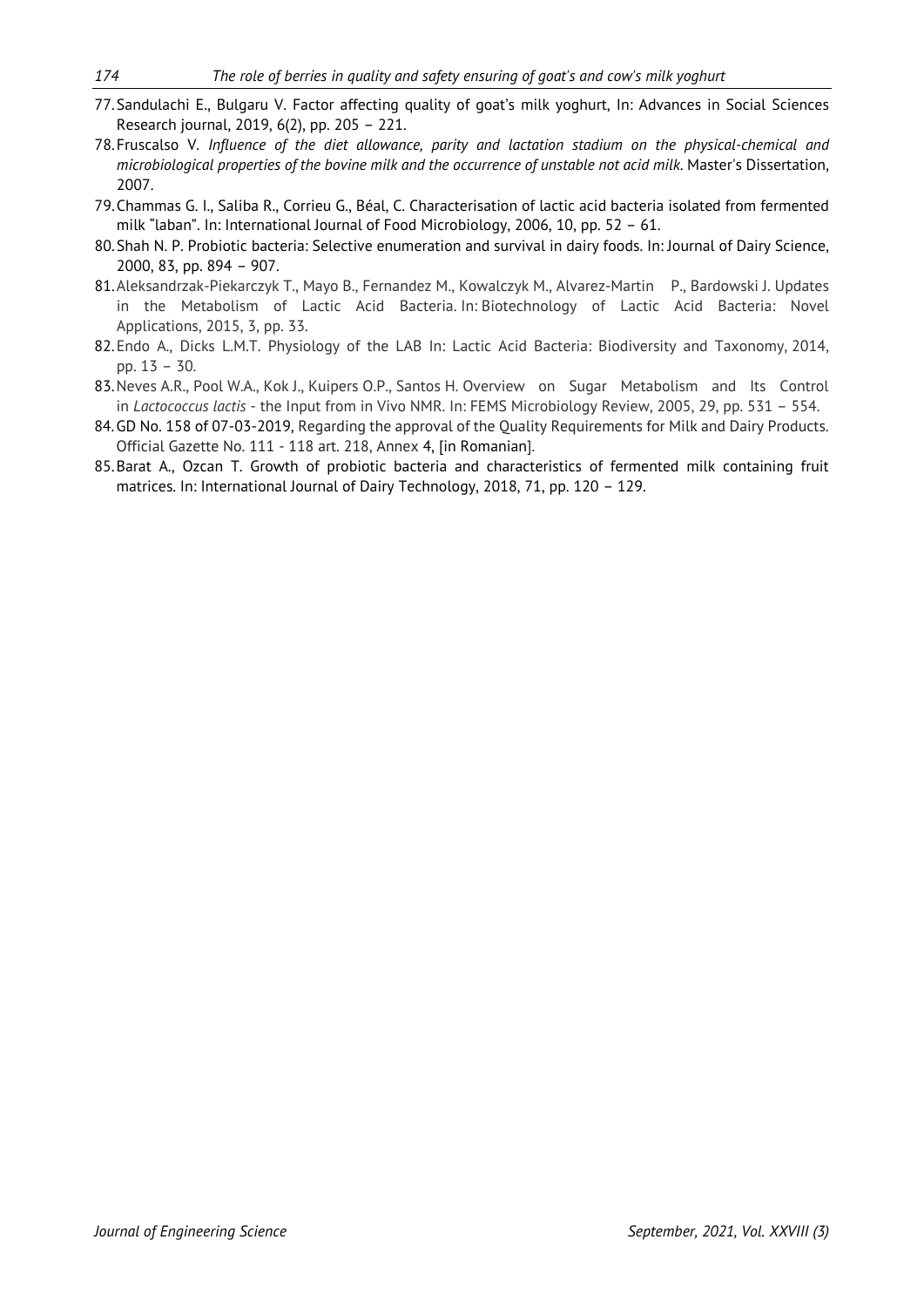77. Sandulachi E., Bulgaru V. Factor affecting quality of goat's milk yoghurt, In: Advances in Social Sciences Research journal, 2019, 6(2), pp. 205 – 221.
78. Fruscalso V. *Influence of the diet allowance, parity and lactation stadium on the physical-chemical and microbiological properties of the bovine milk and the occurrence of unstable not acid milk*. Master's Dissertation, 2007.
79. Chammas G. I., Saliba R., Corrieu G., Béal, C. Characterisation of lactic acid bacteria isolated from fermented milk "laban". In: International Journal of Food Microbiology, 2006, 10, pp. 52 – 61.
80. Shah N. P. Probiotic bacteria: Selective enumeration and survival in dairy foods. In: Journal of Dairy Science, 2000, 83, pp. 894 – 907.
81. Aleksandrzak-Piekarczyk T., Mayo B., Fernandez M., Kowalczyk M., Alvarez-Martin P., Bardowski J. Updates in the Metabolism of Lactic Acid Bacteria. In: Biotechnology of Lactic Acid Bacteria: Novel Applications, 2015, 3, pp. 33.
82. Endo A., Dicks L.M.T. Physiology of the LAB In: Lactic Acid Bacteria: Biodiversity and Taxonomy, 2014, pp. 13 – 30.
83. Neves A.R., Pool W.A., Kok J., Kuipers O.P., Santos H. Overview on Sugar Metabolism and Its Control in *Lactococcus lactis* - the Input from in Vivo NMR. In: FEMS Microbiology Review, 2005, 29, pp. 531 – 554.
84. GD No. 158 of 07-03-2019, Regarding the approval of the Quality Requirements for Milk and Dairy Products. Official Gazette No. 111 - 118 art. 218, Annex 4, [in Romanian].
85. Barat A., Ozcan T. Growth of probiotic bacteria and characteristics of fermented milk containing fruit matrices. In: International Journal of Dairy Technology, 2018, 71, pp. 120 – 129.